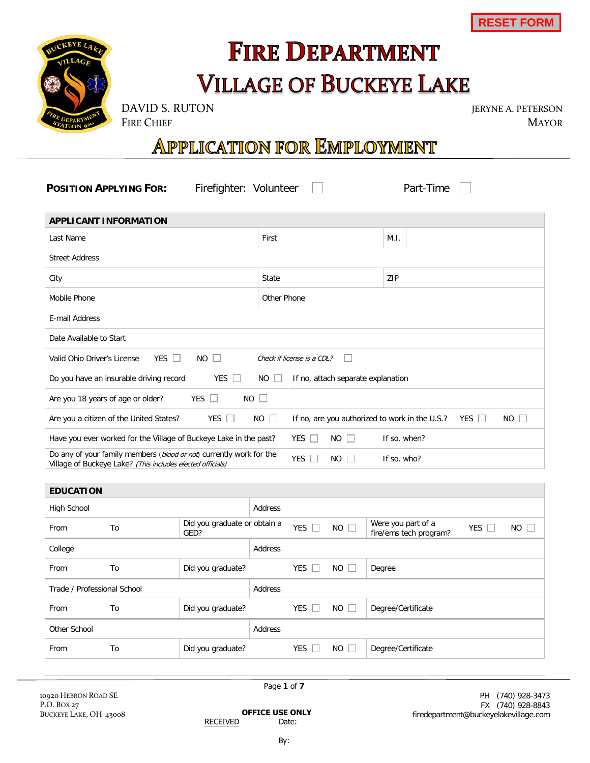RESET FORM

# FIRE DEPARTMENT
# VILLAGE OF BUCKEYE LAKE

DAVID S. RUTON
FIRE CHIEF

JERYNE A. PETERSON
MAYOR

## APPLICATION FOR EMPLOYMENT

**POSITION APPLYING FOR:** Firefighter: Volunteer ☐ Part-Time ☐

| APPLICANT INFORMATION | | | |
|---|---|---|---|
| Last Name | First | M.I. | |
| Street Address | | | |
| City | State | ZIP | |
| Mobile Phone | Other Phone | | |
| E-mail Address | | | |
| Date Available to Start | | | |
| Valid Ohio Driver's License YES ☐ NO ☐ | *Check if license is a CDL?* ☐ | | |
| Do you have an insurable driving record YES ☐ NO ☐ | If no, attach separate explanation | | |
| Are you 18 years of age or older? YES ☐ NO ☐ | | | |
| Are you a citizen of the United States? YES ☐ NO ☐ | If no, are you authorized to work in the U.S.? YES ☐ NO ☐ | | |
| Have you ever worked for the Village of Buckeye Lake in the past? YES ☐ NO ☐ | If so, when? | | |
| Do any of your family members (*blood or not*) currently work for the Village of Buckeye Lake? *(This includes elected officials)* YES ☐ NO ☐ | If so, who? | | |

| EDUCATION | | | | |
|---|---|---|---|---|
| High School | | Address | | |
| From | To | Did you graduate or obtain a GED? YES ☐ NO ☐ | Were you part of a fire/ems tech program? YES ☐ NO ☐ | |
| College | | Address | | |
| From | To | Did you graduate? YES ☐ NO ☐ | Degree | |
| Trade / Professional School | | Address | | |
| From | To | Did you graduate? YES ☐ NO ☐ | Degree/Certificate | |
| Other School | | Address | | |
| From | To | Did you graduate? YES ☐ NO ☐ | Degree/Certificate | |

10920 HEBRON ROAD SE
P.O. BOX 27
BUCKEYE LAKE, OH 43008

**OFFICE USE ONLY**
RECEIVED Date:
By:

PH (740) 928-3473
FX (740) 928-8843
firedepartment@buckeyelakevillage.com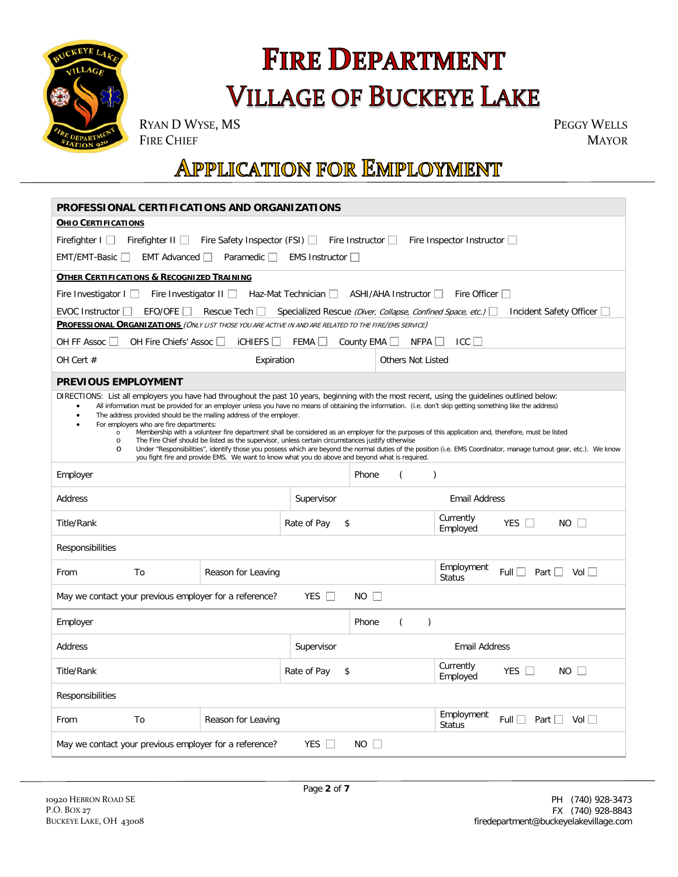# FIRE DEPARTMENT
# VILLAGE OF BUCKEYE LAKE

RYAN D WYSE, MS
FIRE CHIEF

PEGGY WELLS
MAYOR

## APPLICATION FOR EMPLOYMENT

### PROFESSIONAL CERTIFICATIONS AND ORGANIZATIONS

**OHIO CERTIFICATIONS**

Firefighter I ☐ Firefighter II ☐ Fire Safety Inspector (FSI) ☐ Fire Instructor ☐ Fire Inspector Instructor ☐

EMT/EMT-Basic ☐ EMT Advanced ☐ Paramedic ☐ EMS Instructor ☐

**OTHER CERTIFICATIONS & RECOGNIZED TRAINING**

Fire Investigator I ☐ Fire Investigator II ☐ Haz-Mat Technician ☐ ASHI/AHA Instructor ☐ Fire Officer ☐

EVOC Instructor ☐ EFO/OFE ☐ Rescue Tech ☐ Specialized Rescue *(Diver, Collapse, Confined Space, etc.)* ☐ Incident Safety Officer ☐

**PROFESSIONAL ORGANIZATIONS** *(ONLY LIST THOSE YOU ARE ACTIVE IN AND ARE RELATED TO THE FIRE/EMS SERVICE)*

OH FF Assoc ☐ OH Fire Chiefs' Assoc ☐ iCHIEFS ☐ FEMA ☐ County EMA ☐ NFPA ☐ ICC ☐

| | | |
|---|---|---|
| OH Cert # | Expiration | Others Not Listed |

### PREVIOUS EMPLOYMENT

DIRECTIONS: List all employers you have had throughout the past 10 years, beginning with the most recent, using the guidelines outlined below:

- All information must be provided for an employer unless you have no means of obtaining the information. (i.e. don't skip getting something like the address)
- The address provided should be the mailing address of the employer.
- For employers who are fire departments:
  - Membership with a volunteer fire department shall be considered as an employer for the purposes of this application and, therefore, must be listed
  - The Fire Chief should be listed as the supervisor, unless certain circumstances justify otherwise
  - Under "Responsibilities", identify those you possess which are beyond the normal duties of the position (i.e. EMS Coordinator, manage turnout gear, etc.). We know you fight fire and provide EMS. We want to know what you do above and beyond what is required.

| | | | |
|---|---|---|---|
| Employer | | Phone ( ) | |
| Address | Supervisor | Email Address | |
| Title/Rank | Rate of Pay $ | Currently Employed | YES ☐ NO ☐ |
| Responsibilities | | | |
| From To | Reason for Leaving | Employment Status | Full ☐ Part ☐ Vol ☐ |
| May we contact your previous employer for a reference? | YES ☐ | NO ☐ | |
| Employer | | Phone ( ) | |
| Address | Supervisor | Email Address | |
| Title/Rank | Rate of Pay $ | Currently Employed | YES ☐ NO ☐ |
| Responsibilities | | | |
| From To | Reason for Leaving | Employment Status | Full ☐ Part ☐ Vol ☐ |
| May we contact your previous employer for a reference? | YES ☐ | NO ☐ | |

10920 HEBRON ROAD SE
P.O. BOX 27
BUCKEYE LAKE, OH 43008

PH (740) 928-3473
FX (740) 928-8843
firedepartment@buckeyelakevillage.com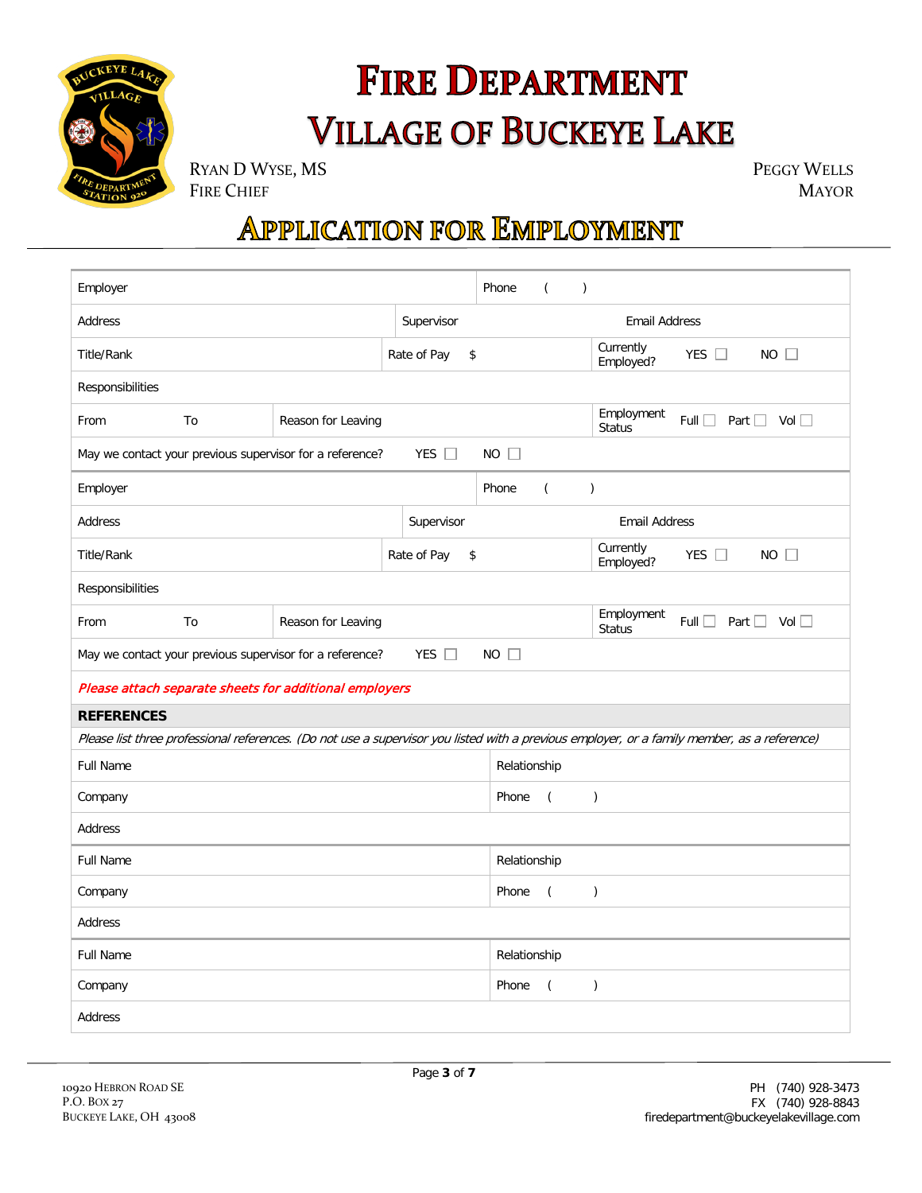# Fire Department
# Village of Buckeye Lake

Ryan D Wyse, MS
Fire Chief

Peggy Wells
Mayor

## Application for Employment

| | | | |
|---|---|---|---|
| Employer | | Phone ( ) | |
| Address | Supervisor | Email Address | |
| Title/Rank | Rate of Pay $ | Currently Employed? YES ☐ NO ☐ | |
| Responsibilities | | | |
| From To | Reason for Leaving | Employment Status Full ☐ Part ☐ Vol ☐ | |
| May we contact your previous supervisor for a reference? YES ☐ NO ☐ | | | |
| Employer | | Phone ( ) | |
| Address | Supervisor | Email Address | |
| Title/Rank | Rate of Pay $ | Currently Employed? YES ☐ NO ☐ | |
| Responsibilities | | | |
| From To | Reason for Leaving | Employment Status Full ☐ Part ☐ Vol ☐ | |
| May we contact your previous supervisor for a reference? YES ☐ NO ☐ | | | |

***Please attach separate sheets for additional employers***

**REFERENCES**

*Please list three professional references. (Do not use a supervisor you listed with a previous employer, or a family member, as a reference)*

| | |
|---|---|
| Full Name | Relationship |
| Company | Phone ( ) |
| Address | |
| Full Name | Relationship |
| Company | Phone ( ) |
| Address | |
| Full Name | Relationship |
| Company | Phone ( ) |
| Address | |

10920 Hebron Road SE
P.O. Box 27
Buckeye Lake, OH 43008

PH (740) 928-3473
FX (740) 928-8843
firedepartment@buckeyelakevillage.com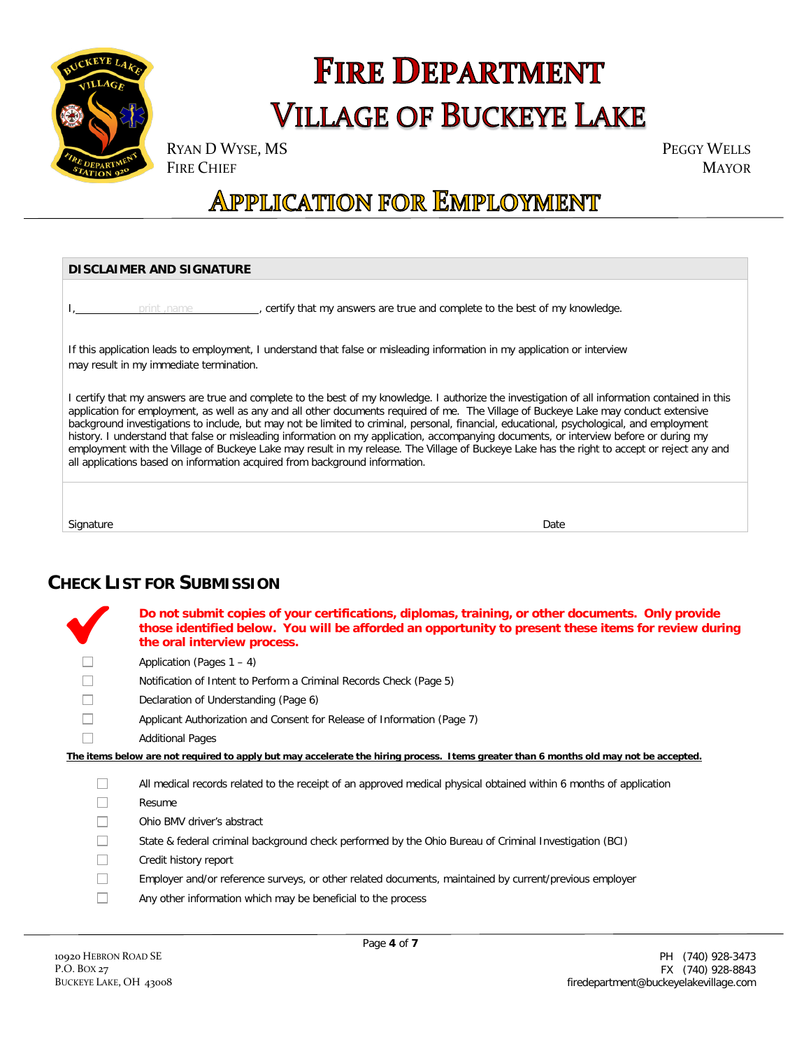# Fire Department
# Village of Buckeye Lake

Ryan D Wyse, MS
Fire Chief

Peggy Wells
Mayor

## Application for Employment

### DISCLAIMER AND SIGNATURE

I, \_\_\_\_\_\_\_\_\_\_print name\_\_\_\_\_\_\_\_\_\_, certify that my answers are true and complete to the best of my knowledge.

If this application leads to employment, I understand that false or misleading information in my application or interview may result in my immediate termination.

I certify that my answers are true and complete to the best of my knowledge. I authorize the investigation of all information contained in this application for employment, as well as any and all other documents required of me. The Village of Buckeye Lake may conduct extensive background investigations to include, but may not be limited to criminal, personal, financial, educational, psychological, and employment history. I understand that false or misleading information on my application, accompanying documents, or interview before or during my employment with the Village of Buckeye Lake may result in my release. The Village of Buckeye Lake has the right to accept or reject any and all applications based on information acquired from background information.

Signature Date

## CHECK LIST FOR SUBMISSION

**Do not submit copies of your certifications, diplomas, training, or other documents. Only provide those identified below. You will be afforded an opportunity to present these items for review during the oral interview process.**

- ☐ Application (Pages 1 – 4)
- ☐ Notification of Intent to Perform a Criminal Records Check (Page 5)
- ☐ Declaration of Understanding (Page 6)
- ☐ Applicant Authorization and Consent for Release of Information (Page 7)
- ☐ Additional Pages

**The items below are not required to apply but may accelerate the hiring process. Items greater than 6 months old may not be accepted.**

- ☐ All medical records related to the receipt of an approved medical physical obtained within 6 months of application
- ☐ Resume
- ☐ Ohio BMV driver's abstract
- ☐ State & federal criminal background check performed by the Ohio Bureau of Criminal Investigation (BCI)
- ☐ Credit history report
- ☐ Employer and/or reference surveys, or other related documents, maintained by current/previous employer
- ☐ Any other information which may be beneficial to the process

10920 Hebron Road SE
P.O. Box 27
Buckeye Lake, OH 43008

PH (740) 928-3473
FX (740) 928-8843
firedepartment@buckeyelakevillage.com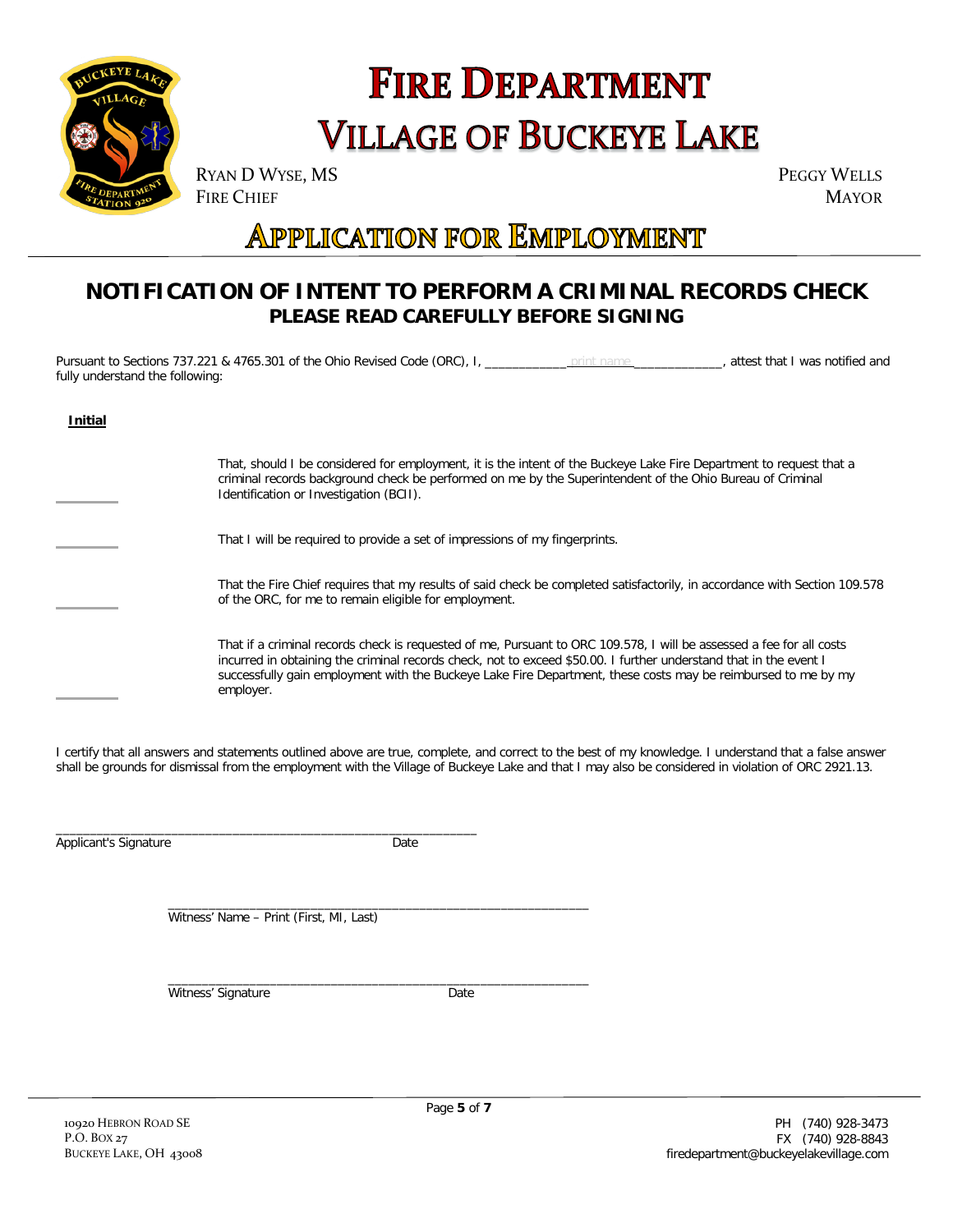# FIRE DEPARTMENT
# VILLAGE OF BUCKEYE LAKE

RYAN D WYSE, MS
FIRE CHIEF

PEGGY WELLS
MAYOR

## APPLICATION FOR EMPLOYMENT

## NOTIFICATION OF INTENT TO PERFORM A CRIMINAL RECORDS CHECK

### PLEASE READ CAREFULLY BEFORE SIGNING

Pursuant to Sections 737.221 & 4765.301 of the Ohio Revised Code (ORC), I, ____________print name_____________, attest that I was notified and fully understand the following:

**Initial**

_________ That, should I be considered for employment, it is the intent of the Buckeye Lake Fire Department to request that a criminal records background check be performed on me by the Superintendent of the Ohio Bureau of Criminal Identification or Investigation (BCII).

_________ That I will be required to provide a set of impressions of my fingerprints.

_________ That the Fire Chief requires that my results of said check be completed satisfactorily, in accordance with Section 109.578 of the ORC, for me to remain eligible for employment.

_________ That if a criminal records check is requested of me, Pursuant to ORC 109.578, I will be assessed a fee for all costs incurred in obtaining the criminal records check, not to exceed $50.00. I further understand that in the event I successfully gain employment with the Buckeye Lake Fire Department, these costs may be reimbursed to me by my employer.

I certify that all answers and statements outlined above are true, complete, and correct to the best of my knowledge. I understand that a false answer shall be grounds for dismissal from the employment with the Village of Buckeye Lake and that I may also be considered in violation of ORC 2921.13.

_______________________________________________________________
Applicant's Signature                                        Date

_______________________________________________________________
Witness' Name – Print (First, MI, Last)

_______________________________________________________________
Witness' Signature                                        Date

10920 HEBRON ROAD SE
P.O. BOX 27
BUCKEYE LAKE, OH 43008

PH (740) 928-3473
FX (740) 928-8843
firedepartment@buckeyelakevillage.com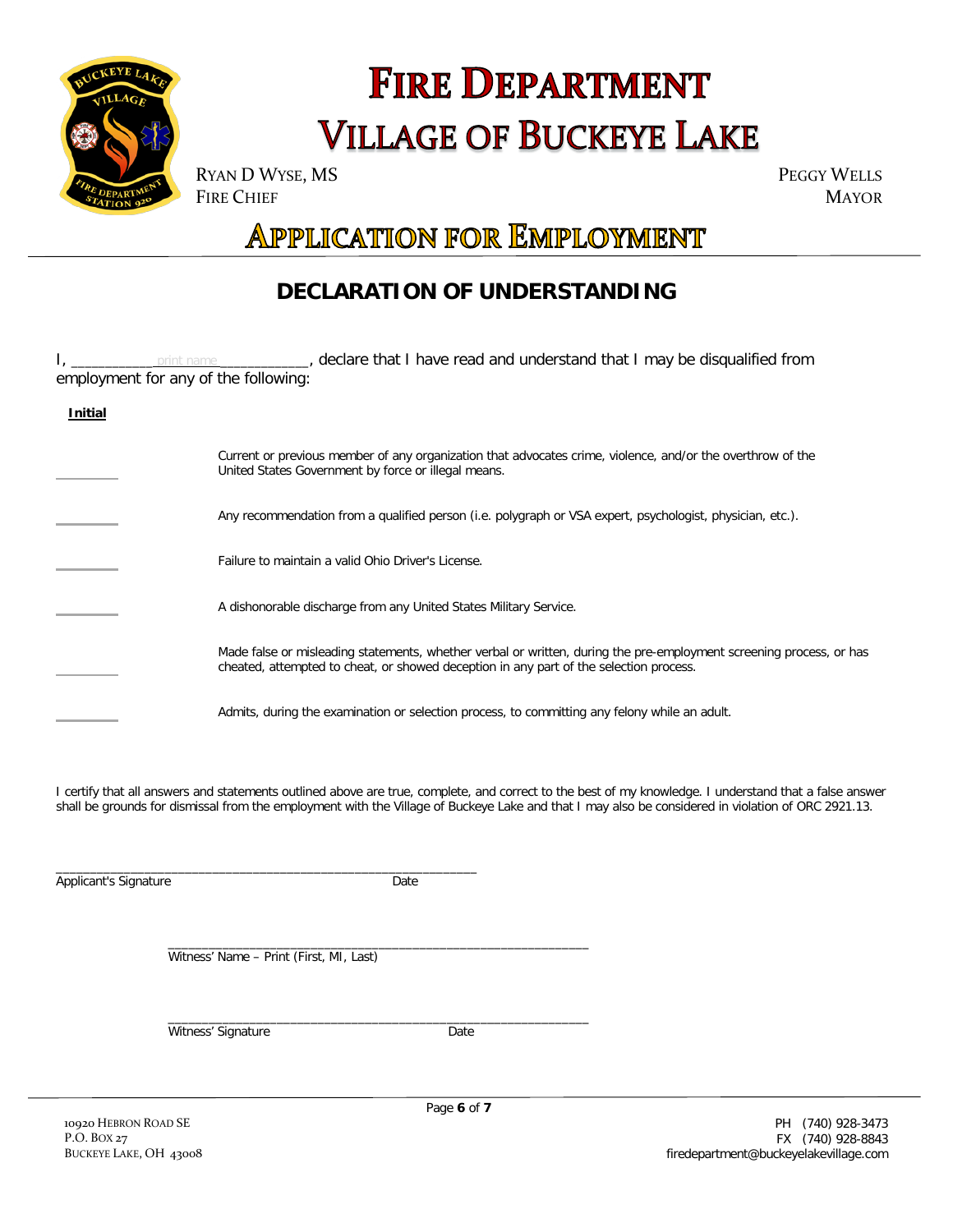# FIRE DEPARTMENT
# VILLAGE OF BUCKEYE LAKE

RYAN D WYSE, MS
FIRE CHIEF

PEGGY WELLS
MAYOR

## APPLICATION FOR EMPLOYMENT

## DECLARATION OF UNDERSTANDING

I, ___________print name____________, declare that I have read and understand that I may be disqualified from employment for any of the following:

**Initial**

_________ Current or previous member of any organization that advocates crime, violence, and/or the overthrow of the United States Government by force or illegal means.

_________ Any recommendation from a qualified person (i.e. polygraph or VSA expert, psychologist, physician, etc.).

_________ Failure to maintain a valid Ohio Driver's License.

_________ A dishonorable discharge from any United States Military Service.

_________ Made false or misleading statements, whether verbal or written, during the pre-employment screening process, or has cheated, attempted to cheat, or showed deception in any part of the selection process.

_________ Admits, during the examination or selection process, to committing any felony while an adult.

I certify that all answers and statements outlined above are true, complete, and correct to the best of my knowledge. I understand that a false answer shall be grounds for dismissal from the employment with the Village of Buckeye Lake and that I may also be considered in violation of ORC 2921.13.

_____________________________________________________________
Applicant's Signature Date

_____________________________________________________________
Witness' Name – Print (First, MI, Last)

_____________________________________________________________
Witness' Signature Date

10920 HEBRON ROAD SE
P.O. BOX 27
BUCKEYE LAKE, OH 43008

PH (740) 928-3473
FX (740) 928-8843
firedepartment@buckeyelakevillage.com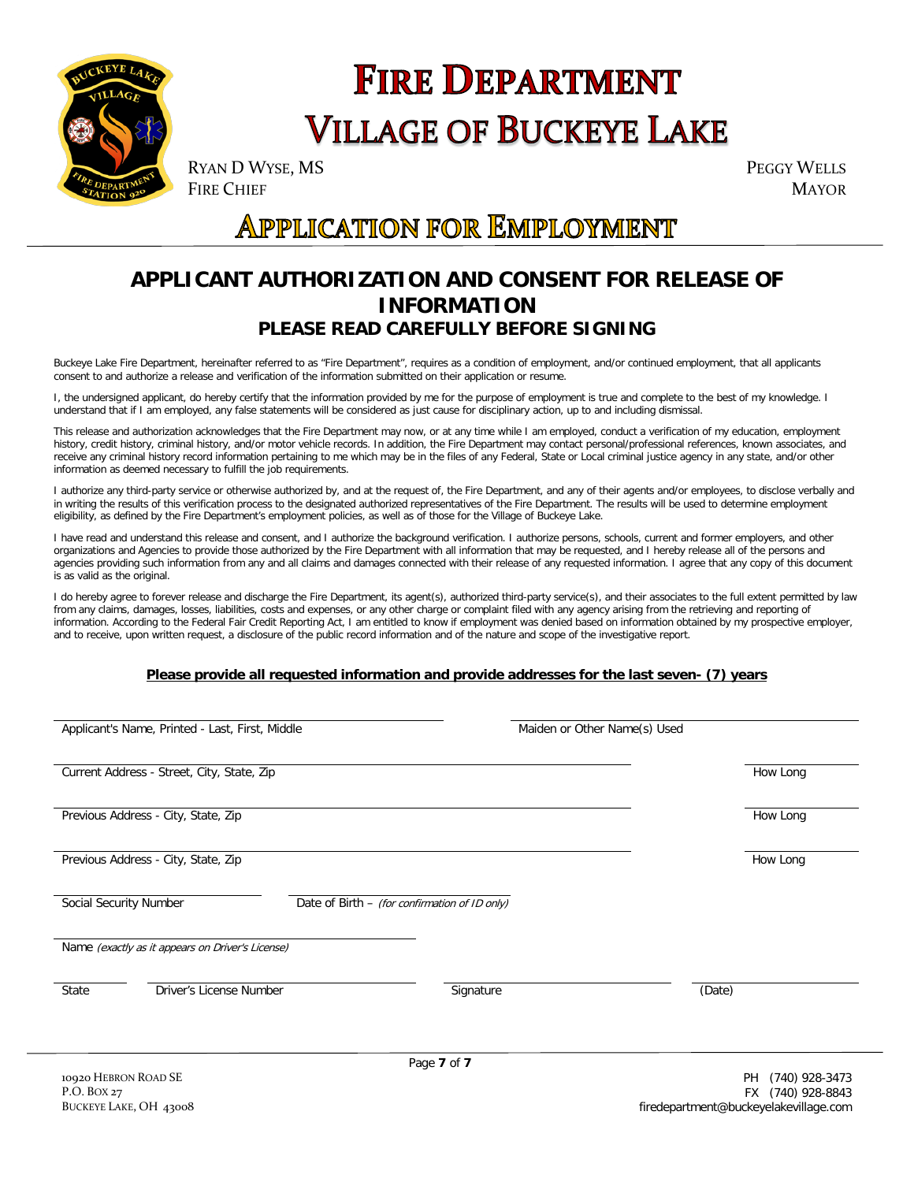# FIRE DEPARTMENT

# VILLAGE OF BUCKEYE LAKE

RYAN D WYSE, MS
FIRE CHIEF

PEGGY WELLS
MAYOR

## APPLICATION FOR EMPLOYMENT

## APPLICANT AUTHORIZATION AND CONSENT FOR RELEASE OF INFORMATION

### PLEASE READ CAREFULLY BEFORE SIGNING

Buckeye Lake Fire Department, hereinafter referred to as "Fire Department", requires as a condition of employment, and/or continued employment, that all applicants consent to and authorize a release and verification of the information submitted on their application or resume.

I, the undersigned applicant, do hereby certify that the information provided by me for the purpose of employment is true and complete to the best of my knowledge. I understand that if I am employed, any false statements will be considered as just cause for disciplinary action, up to and including dismissal.

This release and authorization acknowledges that the Fire Department may now, or at any time while I am employed, conduct a verification of my education, employment history, credit history, criminal history, and/or motor vehicle records. In addition, the Fire Department may contact personal/professional references, known associates, and receive any criminal history record information pertaining to me which may be in the files of any Federal, State or Local criminal justice agency in any state, and/or other information as deemed necessary to fulfill the job requirements.

I authorize any third-party service or otherwise authorized by, and at the request of, the Fire Department, and any of their agents and/or employees, to disclose verbally and in writing the results of this verification process to the designated authorized representatives of the Fire Department. The results will be used to determine employment eligibility, as defined by the Fire Department's employment policies, as well as of those for the Village of Buckeye Lake.

I have read and understand this release and consent, and I authorize the background verification. I authorize persons, schools, current and former employers, and other organizations and Agencies to provide those authorized by the Fire Department with all information that may be requested, and I hereby release all of the persons and agencies providing such information from any and all claims and damages connected with their release of any requested information. I agree that any copy of this document is as valid as the original.

I do hereby agree to forever release and discharge the Fire Department, its agent(s), authorized third-party service(s), and their associates to the full extent permitted by law from any claims, damages, losses, liabilities, costs and expenses, or any other charge or complaint filed with any agency arising from the retrieving and reporting of information. According to the Federal Fair Credit Reporting Act, I am entitled to know if employment was denied based on information obtained by my prospective employer, and to receive, upon written request, a disclosure of the public record information and of the nature and scope of the investigative report.

**Please provide all requested information and provide addresses for the last seven- (7) years**

______________________________ Applicant's Name, Printed - Last, First, Middle

______________________________ Maiden or Other Name(s) Used

______________________________ Current Address - Street, City, State, Zip

__________ How Long

______________________________ Previous Address - City, State, Zip

__________ How Long

______________________________ Previous Address - City, State, Zip

__________ How Long

______________________________ Social Security Number

______________________________ Date of Birth – *(for confirmation of ID only)*

______________________________ Name *(exactly as it appears on Driver's License)*

__________ State

______________________________ Driver's License Number

______________________________ Signature

__________ (Date)

10920 HEBRON ROAD SE
P.O. BOX 27
BUCKEYE LAKE, OH 43008

PH (740) 928-3473
FX (740) 928-8843
firedepartment@buckeyelakevillage.com